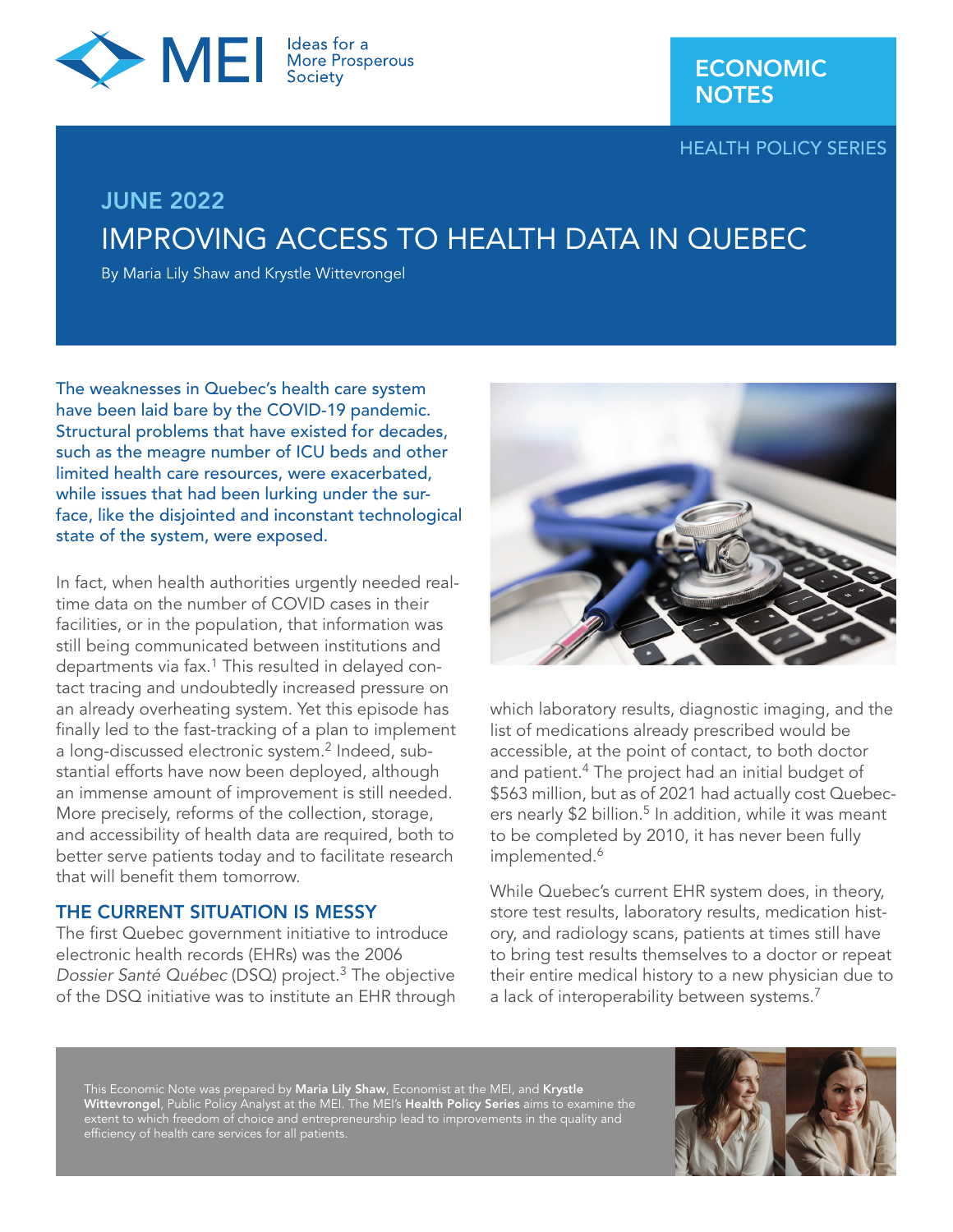MEI Ideas for a More Prosperous Society

ECONOMIC NOTES

HEALTH POLICY SERIES

JUNE 2022

# IMPROVING ACCESS TO HEALTH DATA IN QUEBEC

By Maria Lily Shaw and Krystle Wittevrongel

**The weaknesses in Quebec's health care system have been laid bare by the COVID-19 pandemic. Structural problems that have existed for decades, such as the meagre number of ICU beds and other limited health care resources, were exacerbated, while issues that had been lurking under the surface, like the disjointed and inconstant technological state of the system, were exposed.**

In fact, when health authorities urgently needed real-time data on the number of COVID cases in their facilities, or in the population, that information was still being communicated between institutions and departments via fax.[1] This resulted in delayed contact tracing and undoubtedly increased pressure on an already overheating system. Yet this episode has finally led to the fast-tracking of a plan to implement a long-discussed electronic system.[2] Indeed, substantial efforts have now been deployed, although an immense amount of improvement is still needed. More precisely, reforms of the collection, storage, and accessibility of health data are required, both to better serve patients today and to facilitate research that will benefit them tomorrow.

## THE CURRENT SITUATION IS MESSY

The first Quebec government initiative to introduce electronic health records (EHRs) was the 2006 *Dossier Santé Québec* (DSQ) project.[3] The objective of the DSQ initiative was to institute an EHR through which laboratory results, diagnostic imaging, and the list of medications already prescribed would be accessible, at the point of contact, to both doctor and patient.[4] The project had an initial budget of $563 million, but as of 2021 had actually cost Quebecers nearly $2 billion.[5] In addition, while it was meant to be completed by 2010, it has never been fully implemented.[6]

While Quebec's current EHR system does, in theory, store test results, laboratory results, medication history, and radiology scans, patients at times still have to bring test results themselves to a doctor or repeat their entire medical history to a new physician due to a lack of interoperability between systems.[7]

This Economic Note was prepared by **Maria Lily Shaw**, Economist at the MEI, and **Krystle Wittevrongel**, Public Policy Analyst at the MEI. The MEI's **Health Policy Series** aims to examine the extent to which freedom of choice and entrepreneurship lead to improvements in the quality and efficiency of health care services for all patients.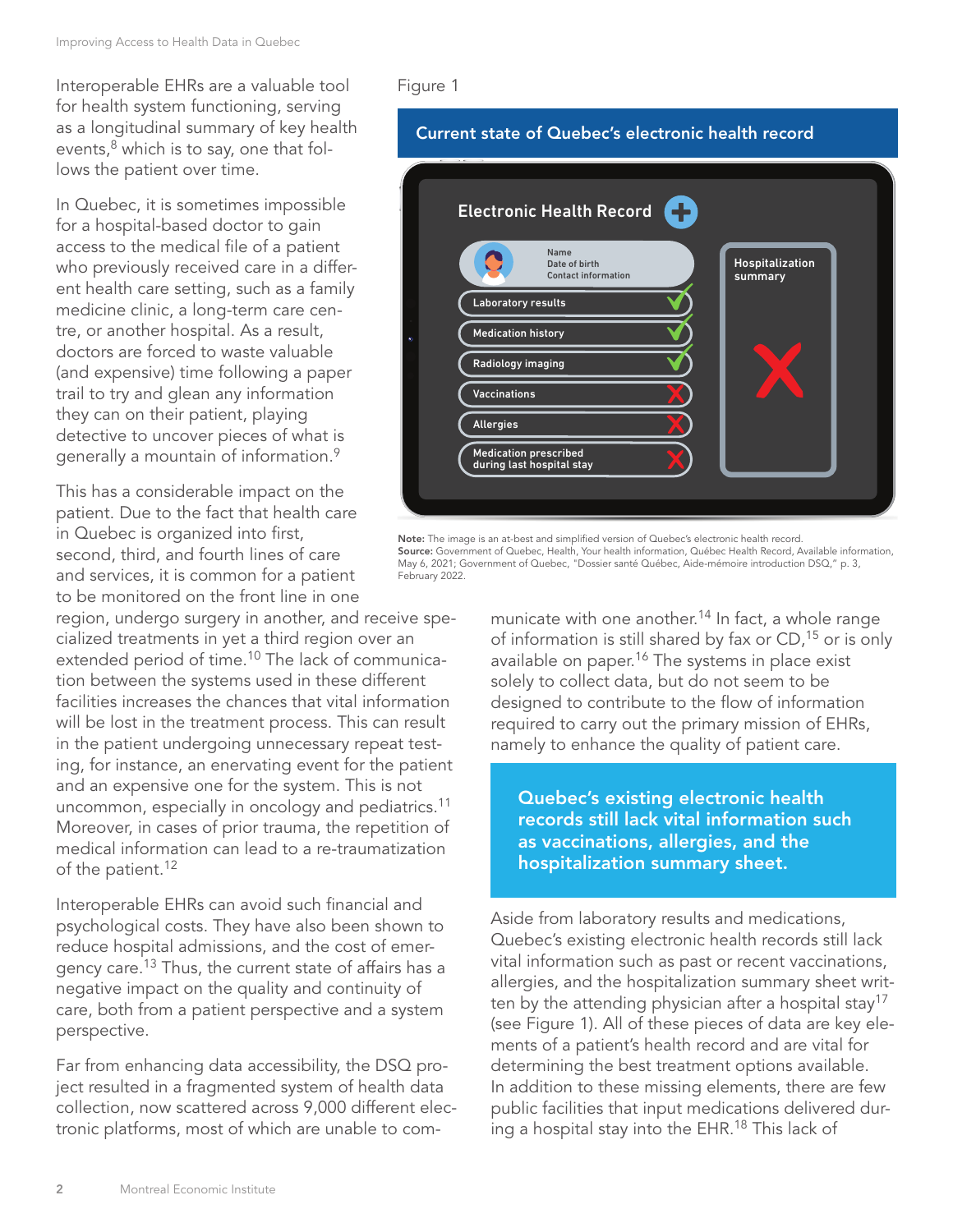Interoperable EHRs are a valuable tool for health system functioning, serving as a longitudinal summary of key health events,[8] which is to say, one that follows the patient over time.

In Quebec, it is sometimes impossible for a hospital-based doctor to gain access to the medical file of a patient who previously received care in a different health care setting, such as a family medicine clinic, a long-term care centre, or another hospital. As a result, doctors are forced to waste valuable (and expensive) time following a paper trail to try and glean any information they can on their patient, playing detective to uncover pieces of what is generally a mountain of information.[9]

This has a considerable impact on the patient. Due to the fact that health care in Quebec is organized into first, second, third, and fourth lines of care and services, it is common for a patient to be monitored on the front line in one region, undergo surgery in another, and receive specialized treatments in yet a third region over an extended period of time.[10] The lack of communication between the systems used in these different facilities increases the chances that vital information will be lost in the treatment process. This can result in the patient undergoing unnecessary repeat testing, for instance, an enervating event for the patient and an expensive one for the system. This is not uncommon, especially in oncology and pediatrics.[11] Moreover, in cases of prior trauma, the repetition of medical information can lead to a re-traumatization of the patient.[12]

Interoperable EHRs can avoid such financial and psychological costs. They have also been shown to reduce hospital admissions, and the cost of emergency care.[13] Thus, the current state of affairs has a negative impact on the quality and continuity of care, both from a patient perspective and a system perspective.

Far from enhancing data accessibility, the DSQ project resulted in a fragmented system of health data collection, now scattered across 9,000 different electronic platforms, most of which are unable to communicate with one another.[14] In fact, a whole range of information is still shared by fax or CD,[15] or is only available on paper.[16] The systems in place exist solely to collect data, but do not seem to be designed to contribute to the flow of information required to carry out the primary mission of EHRs, namely to enhance the quality of patient care.

Figure 1

**Current state of Quebec's electronic health record**

**Electronic Health Record**

| Item | Available |
|---|---|
| Name, Date of birth, Contact information | |
| Laboratory results | ✓ |
| Medication history | ✓ |
| Radiology imaging | ✓ |
| Vaccinations | ✗ |
| Allergies | ✗ |
| Medication prescribed during last hospital stay | ✗ |
| Hospitalization summary | ✗ |

**Note:** The image is an at-best and simplified version of Quebec's electronic health record.
**Source:** Government of Quebec, Health, Your health information, Québec Health Record, Available information, May 6, 2021; Government of Quebec, "Dossier santé Québec, Aide-mémoire introduction DSQ," p. 3, February 2022.

> **Quebec's existing electronic health records still lack vital information such as vaccinations, allergies, and the hospitalization summary sheet.**

Aside from laboratory results and medications, Quebec's existing electronic health records still lack vital information such as past or recent vaccinations, allergies, and the hospitalization summary sheet written by the attending physician after a hospital stay[17] (see Figure 1). All of these pieces of data are key elements of a patient's health record and are vital for determining the best treatment options available. In addition to these missing elements, there are few public facilities that input medications delivered during a hospital stay into the EHR.[18] This lack of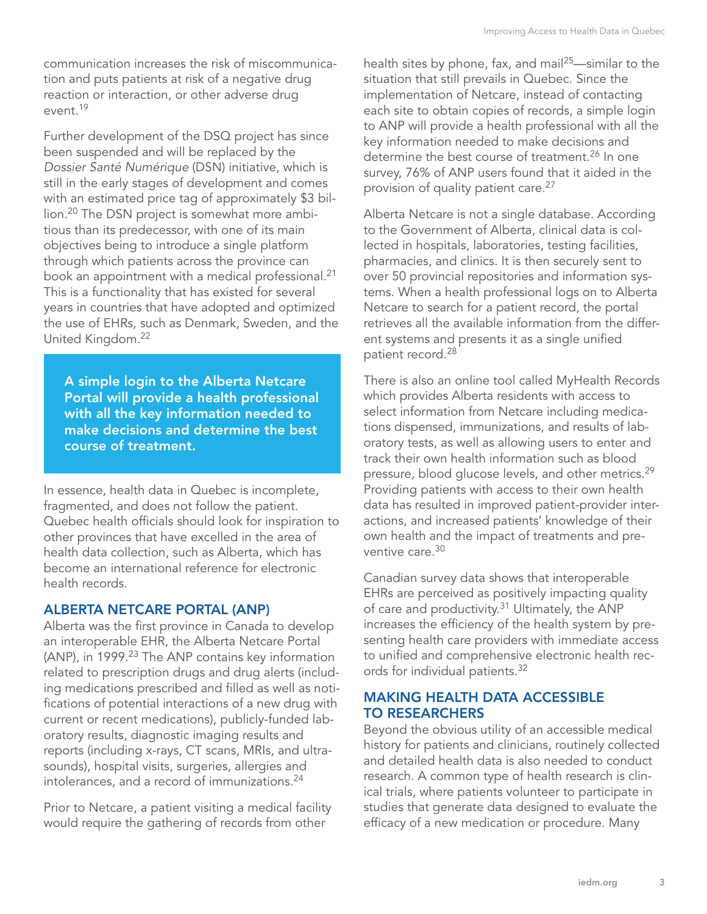communication increases the risk of miscommunication and puts patients at risk of a negative drug reaction or interaction, or other adverse drug event.[19]

Further development of the DSQ project has since been suspended and will be replaced by the *Dossier Santé Numérique* (DSN) initiative, which is still in the early stages of development and comes with an estimated price tag of approximately $3 billion.[20] The DSN project is somewhat more ambitious than its predecessor, with one of its main objectives being to introduce a single platform through which patients across the province can book an appointment with a medical professional.[21] This is a functionality that has existed for several years in countries that have adopted and optimized the use of EHRs, such as Denmark, Sweden, and the United Kingdom.[22]

> **A simple login to the Alberta Netcare Portal will provide a health professional with all the key information needed to make decisions and determine the best course of treatment.**

In essence, health data in Quebec is incomplete, fragmented, and does not follow the patient. Quebec health officials should look for inspiration to other provinces that have excelled in the area of health data collection, such as Alberta, which has become an international reference for electronic health records.

## ALBERTA NETCARE PORTAL (ANP)

Alberta was the first province in Canada to develop an interoperable EHR, the Alberta Netcare Portal (ANP), in 1999.[23] The ANP contains key information related to prescription drugs and drug alerts (including medications prescribed and filled as well as notifications of potential interactions of a new drug with current or recent medications), publicly-funded laboratory results, diagnostic imaging results and reports (including x-rays, CT scans, MRIs, and ultrasounds), hospital visits, surgeries, allergies and intolerances, and a record of immunizations.[24]

Prior to Netcare, a patient visiting a medical facility would require the gathering of records from other health sites by phone, fax, and mail[25]—similar to the situation that still prevails in Quebec. Since the implementation of Netcare, instead of contacting each site to obtain copies of records, a simple login to ANP will provide a health professional with all the key information needed to make decisions and determine the best course of treatment.[26] In one survey, 76% of ANP users found that it aided in the provision of quality patient care.[27]

Alberta Netcare is not a single database. According to the Government of Alberta, clinical data is collected in hospitals, laboratories, testing facilities, pharmacies, and clinics. It is then securely sent to over 50 provincial repositories and information systems. When a health professional logs on to Alberta Netcare to search for a patient record, the portal retrieves all the available information from the different systems and presents it as a single unified patient record.[28]

There is also an online tool called MyHealth Records which provides Alberta residents with access to select information from Netcare including medications dispensed, immunizations, and results of laboratory tests, as well as allowing users to enter and track their own health information such as blood pressure, blood glucose levels, and other metrics.[29] Providing patients with access to their own health data has resulted in improved patient-provider interactions, and increased patients' knowledge of their own health and the impact of treatments and preventive care.[30]

Canadian survey data shows that interoperable EHRs are perceived as positively impacting quality of care and productivity.[31] Ultimately, the ANP increases the efficiency of the health system by presenting health care providers with immediate access to unified and comprehensive electronic health records for individual patients.[32]

## MAKING HEALTH DATA ACCESSIBLE TO RESEARCHERS

Beyond the obvious utility of an accessible medical history for patients and clinicians, routinely collected and detailed health data is also needed to conduct research. A common type of health research is clinical trials, where patients volunteer to participate in studies that generate data designed to evaluate the efficacy of a new medication or procedure. Many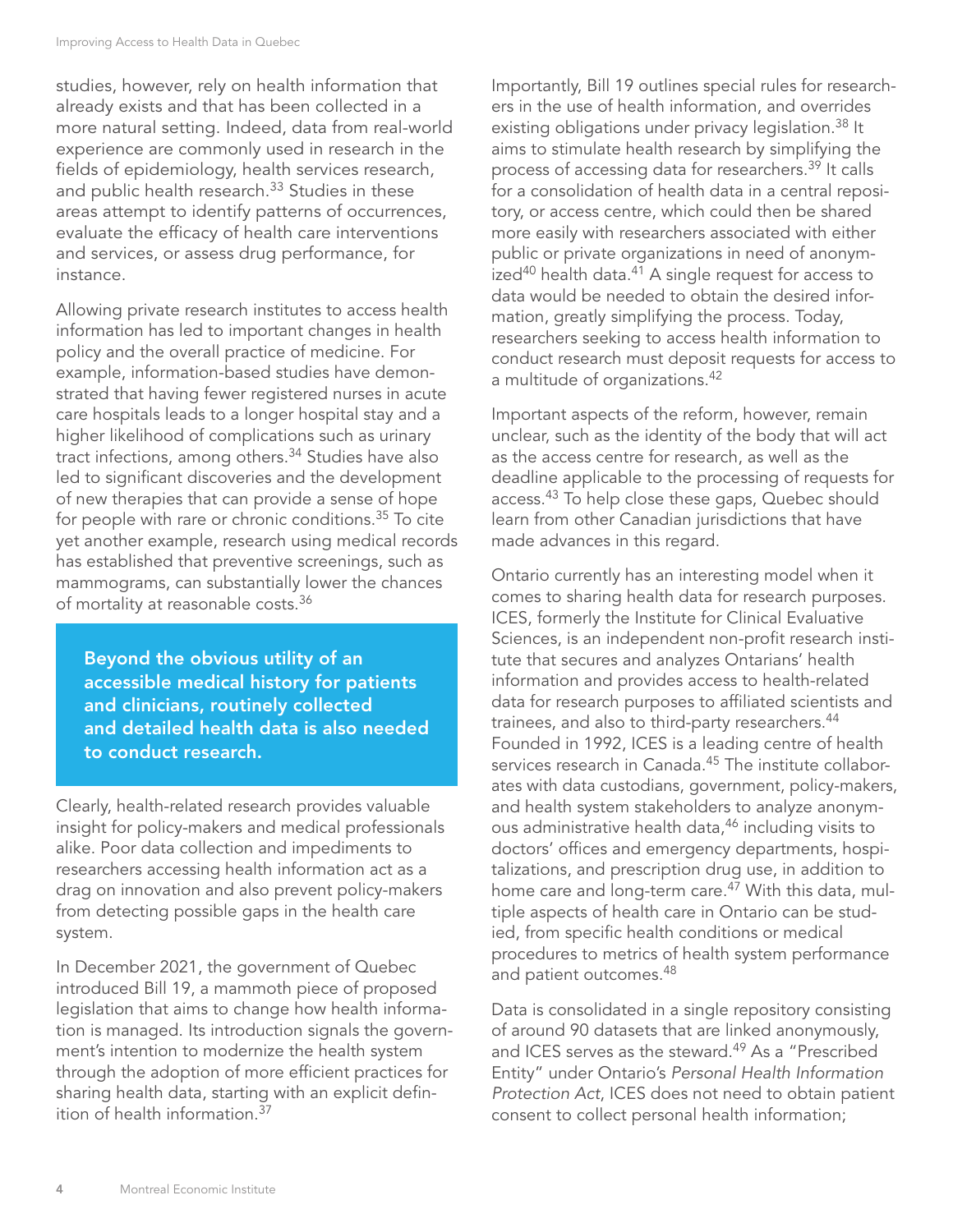studies, however, rely on health information that already exists and that has been collected in a more natural setting. Indeed, data from real-world experience are commonly used in research in the fields of epidemiology, health services research, and public health research.[33] Studies in these areas attempt to identify patterns of occurrences, evaluate the efficacy of health care interventions and services, or assess drug performance, for instance.

Allowing private research institutes to access health information has led to important changes in health policy and the overall practice of medicine. For example, information-based studies have demonstrated that having fewer registered nurses in acute care hospitals leads to a longer hospital stay and a higher likelihood of complications such as urinary tract infections, among others.[34] Studies have also led to significant discoveries and the development of new therapies that can provide a sense of hope for people with rare or chronic conditions.[35] To cite yet another example, research using medical records has established that preventive screenings, such as mammograms, can substantially lower the chances of mortality at reasonable costs.[36]

**Beyond the obvious utility of an accessible medical history for patients and clinicians, routinely collected and detailed health data is also needed to conduct research.**

Clearly, health-related research provides valuable insight for policy-makers and medical professionals alike. Poor data collection and impediments to researchers accessing health information act as a drag on innovation and also prevent policy-makers from detecting possible gaps in the health care system.

In December 2021, the government of Quebec introduced Bill 19, a mammoth piece of proposed legislation that aims to change how health information is managed. Its introduction signals the government's intention to modernize the health system through the adoption of more efficient practices for sharing health data, starting with an explicit definition of health information.[37]

Importantly, Bill 19 outlines special rules for researchers in the use of health information, and overrides existing obligations under privacy legislation.[38] It aims to stimulate health research by simplifying the process of accessing data for researchers.[39] It calls for a consolidation of health data in a central repository, or access centre, which could then be shared more easily with researchers associated with either public or private organizations in need of anonymized[40] health data.[41] A single request for access to data would be needed to obtain the desired information, greatly simplifying the process. Today, researchers seeking to access health information to conduct research must deposit requests for access to a multitude of organizations.[42]

Important aspects of the reform, however, remain unclear, such as the identity of the body that will act as the access centre for research, as well as the deadline applicable to the processing of requests for access.[43] To help close these gaps, Quebec should learn from other Canadian jurisdictions that have made advances in this regard.

Ontario currently has an interesting model when it comes to sharing health data for research purposes. ICES, formerly the Institute for Clinical Evaluative Sciences, is an independent non-profit research institute that secures and analyzes Ontarians' health information and provides access to health-related data for research purposes to affiliated scientists and trainees, and also to third-party researchers.[44] Founded in 1992, ICES is a leading centre of health services research in Canada.[45] The institute collaborates with data custodians, government, policy-makers, and health system stakeholders to analyze anonymous administrative health data,[46] including visits to doctors' offices and emergency departments, hospitalizations, and prescription drug use, in addition to home care and long-term care.[47] With this data, multiple aspects of health care in Ontario can be studied, from specific health conditions or medical procedures to metrics of health system performance and patient outcomes.[48]

Data is consolidated in a single repository consisting of around 90 datasets that are linked anonymously, and ICES serves as the steward.[49] As a "Prescribed Entity" under Ontario's *Personal Health Information Protection Act*, ICES does not need to obtain patient consent to collect personal health information;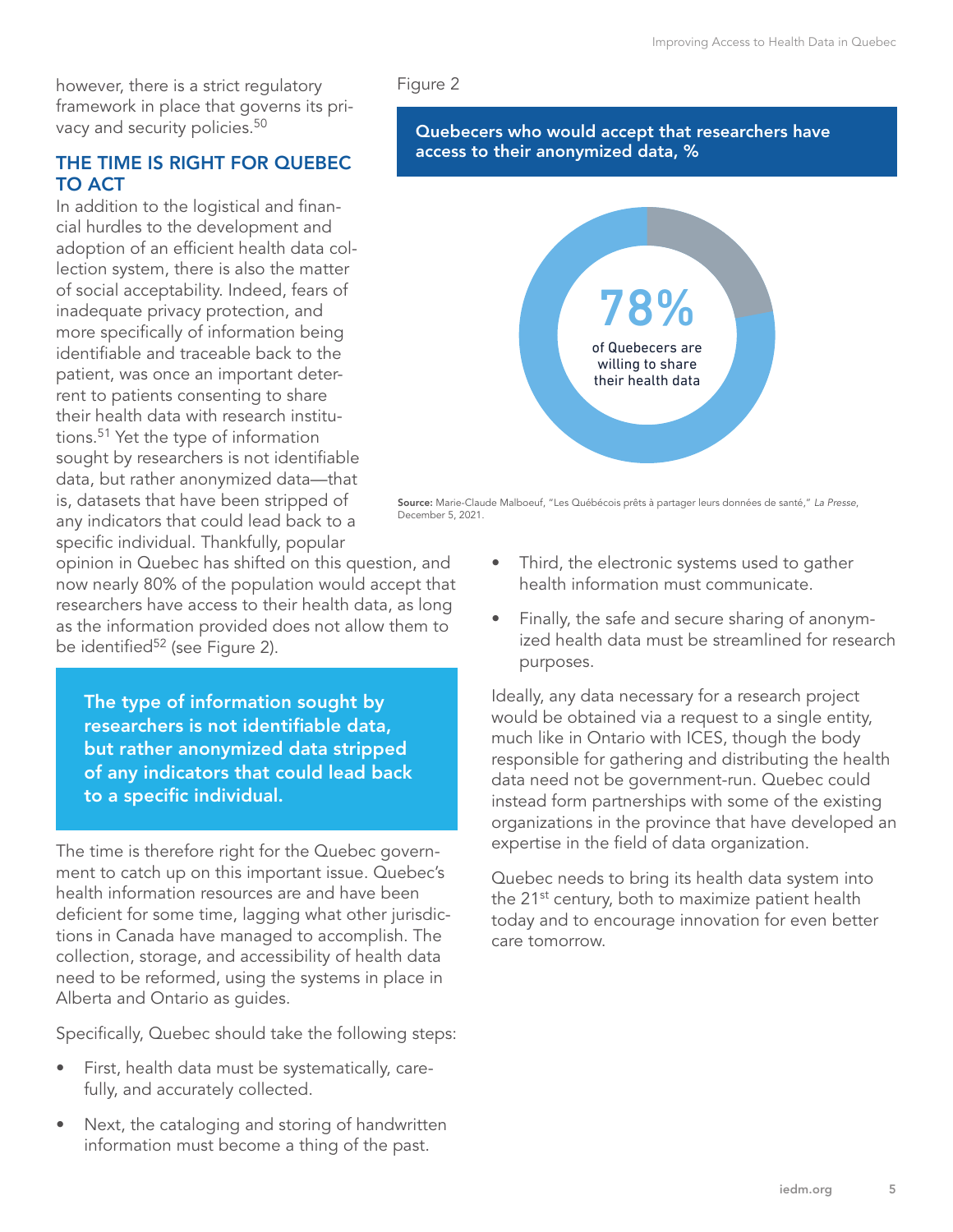however, there is a strict regulatory framework in place that governs its privacy and security policies.[50]

## THE TIME IS RIGHT FOR QUEBEC TO ACT

In addition to the logistical and financial hurdles to the development and adoption of an efficient health data collection system, there is also the matter of social acceptability. Indeed, fears of inadequate privacy protection, and more specifically of information being identifiable and traceable back to the patient, was once an important deterrent to patients consenting to share their health data with research institutions.[51] Yet the type of information sought by researchers is not identifiable data, but rather anonymized data—that is, datasets that have been stripped of any indicators that could lead back to a specific individual. Thankfully, popular opinion in Quebec has shifted on this question, and now nearly 80% of the population would accept that researchers have access to their health data, as long as the information provided does not allow them to be identified[52] (see Figure 2).

Figure 2

**Quebecers who would accept that researchers have access to their anonymized data, %**

78% of Quebecers are willing to share their health data

**Source:** Marie-Claude Malboeuf, "Les Québécois prêts à partager leurs données de santé," *La Presse*, December 5, 2021.

> **The type of information sought by researchers is not identifiable data, but rather anonymized data stripped of any indicators that could lead back to a specific individual.**

The time is therefore right for the Quebec government to catch up on this important issue. Quebec's health information resources are and have been deficient for some time, lagging what other jurisdictions in Canada have managed to accomplish. The collection, storage, and accessibility of health data need to be reformed, using the systems in place in Alberta and Ontario as guides.

Specifically, Quebec should take the following steps:

- First, health data must be systematically, carefully, and accurately collected.
- Next, the cataloging and storing of handwritten information must become a thing of the past.
- Third, the electronic systems used to gather health information must communicate.
- Finally, the safe and secure sharing of anonymized health data must be streamlined for research purposes.

Ideally, any data necessary for a research project would be obtained via a request to a single entity, much like in Ontario with ICES, though the body responsible for gathering and distributing the health data need not be government-run. Quebec could instead form partnerships with some of the existing organizations in the province that have developed an expertise in the field of data organization.

Quebec needs to bring its health data system into the 21st century, both to maximize patient health today and to encourage innovation for even better care tomorrow.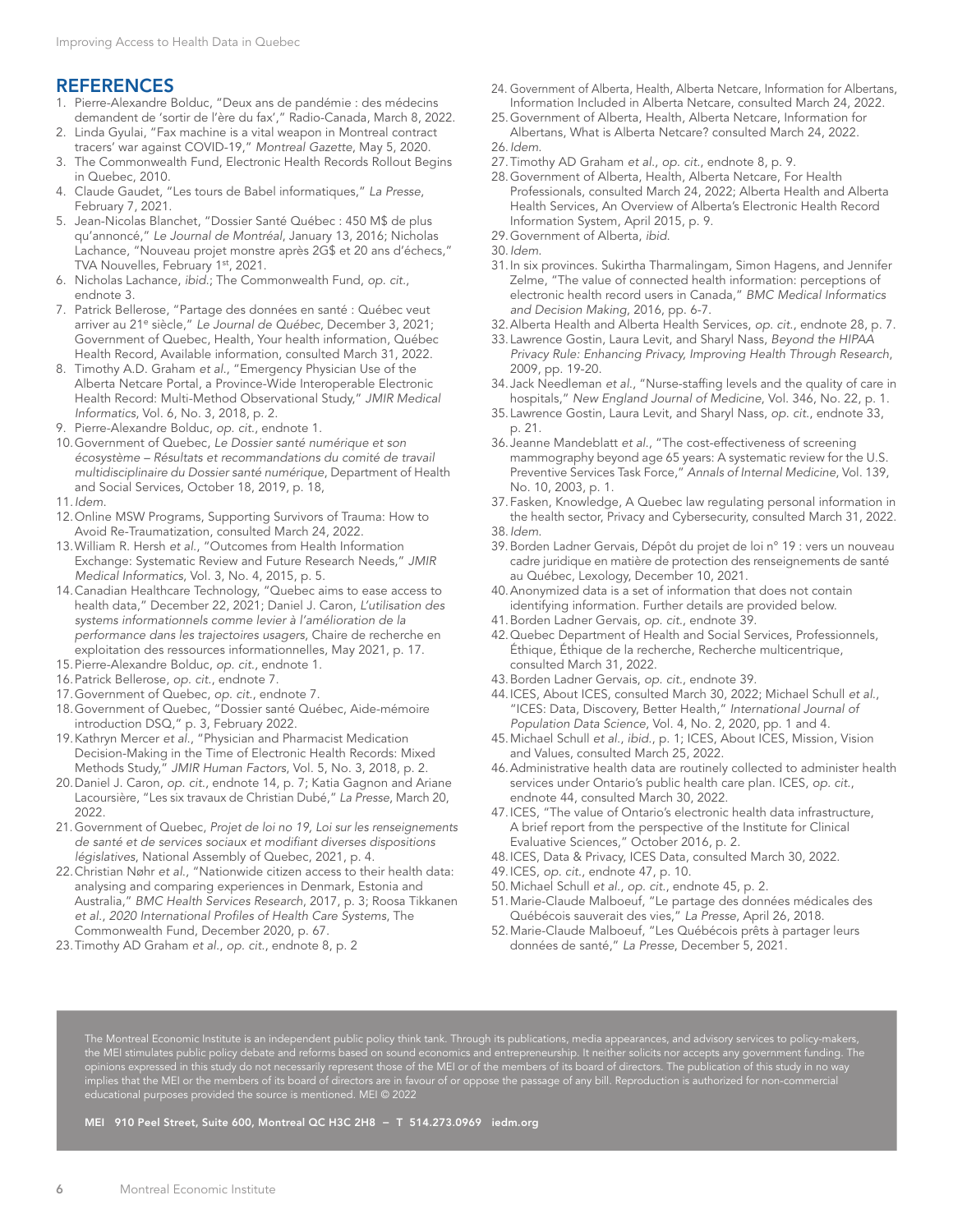## REFERENCES

1. Pierre-Alexandre Bolduc, "Deux ans de pandémie : des médecins demandent de 'sortir de l'ère du fax'," Radio-Canada, March 8, 2022.
2. Linda Gyulai, "Fax machine is a vital weapon in Montreal contract tracers' war against COVID-19," *Montreal Gazette*, May 5, 2020.
3. The Commonwealth Fund, Electronic Health Records Rollout Begins in Quebec, 2010.
4. Claude Gaudet, "Les tours de Babel informatiques," *La Presse*, February 7, 2021.
5. Jean-Nicolas Blanchet, "Dossier Santé Québec : 450 M$ de plus qu'annoncé," *Le Journal de Montréal*, January 13, 2016; Nicholas Lachance, "Nouveau projet monstre après 2G$ et 20 ans d'échecs," TVA Nouvelles, February 1st, 2021.
6. Nicholas Lachance, *ibid.*; The Commonwealth Fund, *op. cit.*, endnote 3.
7. Patrick Bellerose, "Partage des données en santé : Québec veut arriver au 21e siècle," *Le Journal de Québec*, December 3, 2021; Government of Quebec, Health, Your health information, Québec Health Record, Available information, consulted March 31, 2022.
8. Timothy A.D. Graham *et al.*, "Emergency Physician Use of the Alberta Netcare Portal, a Province-Wide Interoperable Electronic Health Record: Multi-Method Observational Study," *JMIR Medical Informatics*, Vol. 6, No. 3, 2018, p. 2.
9. Pierre-Alexandre Bolduc, *op. cit.*, endnote 1.
10. Government of Quebec, *Le Dossier santé numérique et son écosystème – Résultats et recommandations du comité de travail multidisciplinaire du Dossier santé numérique*, Department of Health and Social Services, October 18, 2019, p. 18,
11. *Idem.*
12. Online MSW Programs, Supporting Survivors of Trauma: How to Avoid Re-Traumatization, consulted March 24, 2022.
13. William R. Hersh *et al.*, "Outcomes from Health Information Exchange: Systematic Review and Future Research Needs," *JMIR Medical Informatics*, Vol. 3, No. 4, 2015, p. 5.
14. Canadian Healthcare Technology, "Quebec aims to ease access to health data," December 22, 2021; Daniel J. Caron, *L'utilisation des systems informationnels comme levier à l'amélioration de la performance dans les trajectoires usagers*, Chaire de recherche en exploitation des ressources informationnelles, May 2021, p. 17.
15. Pierre-Alexandre Bolduc, *op. cit.*, endnote 1.
16. Patrick Bellerose, *op. cit.*, endnote 7.
17. Government of Quebec, *op. cit.*, endnote 7.
18. Government of Quebec, "Dossier santé Québec, Aide-mémoire introduction DSQ," p. 3, February 2022.
19. Kathryn Mercer *et al.*, "Physician and Pharmacist Medication Decision-Making in the Time of Electronic Health Records: Mixed Methods Study," *JMIR Human Factors*, Vol. 5, No. 3, 2018, p. 2.
20. Daniel J. Caron, *op. cit.*, endnote 14, p. 7; Katia Gagnon and Ariane Lacoursière, "Les six travaux de Christian Dubé," *La Presse*, March 20, 2022.
21. Government of Quebec, *Projet de loi no 19, Loi sur les renseignements de santé et de services sociaux et modifiant diverses dispositions législatives*, National Assembly of Quebec, 2021, p. 4.
22. Christian Nøhr *et al.*, "Nationwide citizen access to their health data: analysing and comparing experiences in Denmark, Estonia and Australia," *BMC Health Services Research*, 2017, p. 3; Roosa Tikkanen *et al.*, *2020 International Profiles of Health Care Systems*, The Commonwealth Fund, December 2020, p. 67.
23. Timothy AD Graham *et al.*, *op. cit.*, endnote 8, p. 2
24. Government of Alberta, Health, Alberta Netcare, Information for Albertans, Information Included in Alberta Netcare, consulted March 24, 2022.
25. Government of Alberta, Health, Alberta Netcare, Information for Albertans, What is Alberta Netcare? consulted March 24, 2022.
26. *Idem.*
27. Timothy AD Graham *et al.*, *op. cit.*, endnote 8, p. 9.
28. Government of Alberta, Health, Alberta Netcare, For Health Professionals, consulted March 24, 2022; Alberta Health and Alberta Health Services, An Overview of Alberta's Electronic Health Record Information System, April 2015, p. 9.
29. Government of Alberta, *ibid.*
30. *Idem.*
31. In six provinces. Sukirtha Tharmalingam, Simon Hagens, and Jennifer Zelme, "The value of connected health information: perceptions of electronic health record users in Canada," *BMC Medical Informatics and Decision Making*, 2016, pp. 6-7.
32. Alberta Health and Alberta Health Services, *op. cit.*, endnote 28, p. 7.
33. Lawrence Gostin, Laura Levit, and Sharyl Nass, *Beyond the HIPAA Privacy Rule: Enhancing Privacy, Improving Health Through Research*, 2009, pp. 19-20.
34. Jack Needleman *et al.*, "Nurse-staffing levels and the quality of care in hospitals," *New England Journal of Medicine*, Vol. 346, No. 22, p. 1.
35. Lawrence Gostin, Laura Levit, and Sharyl Nass, *op. cit.*, endnote 33, p. 21.
36. Jeanne Mandeblatt *et al.*, "The cost-effectiveness of screening mammography beyond age 65 years: A systematic review for the U.S. Preventive Services Task Force," *Annals of Internal Medicine*, Vol. 139, No. 10, 2003, p. 1.
37. Fasken, Knowledge, A Quebec law regulating personal information in the health sector, Privacy and Cybersecurity, consulted March 31, 2022.
38. *Idem.*
39. Borden Ladner Gervais, Dépôt du projet de loi n° 19 : vers un nouveau cadre juridique en matière de protection des renseignements de santé au Québec, Lexology, December 10, 2021.
40. Anonymized data is a set of information that does not contain identifying information. Further details are provided below.
41. Borden Ladner Gervais, *op. cit.*, endnote 39.
42. Quebec Department of Health and Social Services, Professionnels, Éthique, Éthique de la recherche, Recherche multicentrique, consulted March 31, 2022.
43. Borden Ladner Gervais, *op. cit.*, endnote 39.
44. ICES, About ICES, consulted March 30, 2022; Michael Schull *et al.*, "ICES: Data, Discovery, Better Health," *International Journal of Population Data Science*, Vol. 4, No. 2, 2020, pp. 1 and 4.
45. Michael Schull *et al.*, *ibid.*, p. 1; ICES, About ICES, Mission, Vision and Values, consulted March 25, 2022.
46. Administrative health data are routinely collected to administer health services under Ontario's public health care plan. ICES, *op. cit.*, endnote 44, consulted March 30, 2022.
47. ICES, "The value of Ontario's electronic health data infrastructure, A brief report from the perspective of the Institute for Clinical Evaluative Sciences," October 2016, p. 2.
48. ICES, Data & Privacy, ICES Data, consulted March 30, 2022.
49. ICES, *op. cit.*, endnote 47, p. 10.
50. Michael Schull *et al.*, *op. cit.*, endnote 45, p. 2.
51. Marie-Claude Malboeuf, "Le partage des données médicales des Québécois sauverait des vies," *La Presse*, April 26, 2018.
52. Marie-Claude Malboeuf, "Les Québécois prêts à partager leurs données de santé," *La Presse*, December 5, 2021.

The Montreal Economic Institute is an independent public policy think tank. Through its publications, media appearances, and advisory services to policy-makers, the MEI stimulates public policy debate and reforms based on sound economics and entrepreneurship. It neither solicits nor accepts any government funding. The opinions expressed in this study do not necessarily represent those of the MEI or of the members of its board of directors. The publication of this study in no way implies that the MEI or the members of its board of directors are in favour of or oppose the passage of any bill. Reproduction is authorized for non-commercial educational purposes provided the source is mentioned. MEI © 2022

**MEI 910 Peel Street, Suite 600, Montreal QC H3C 2H8 – T 514.273.0969 iedm.org**